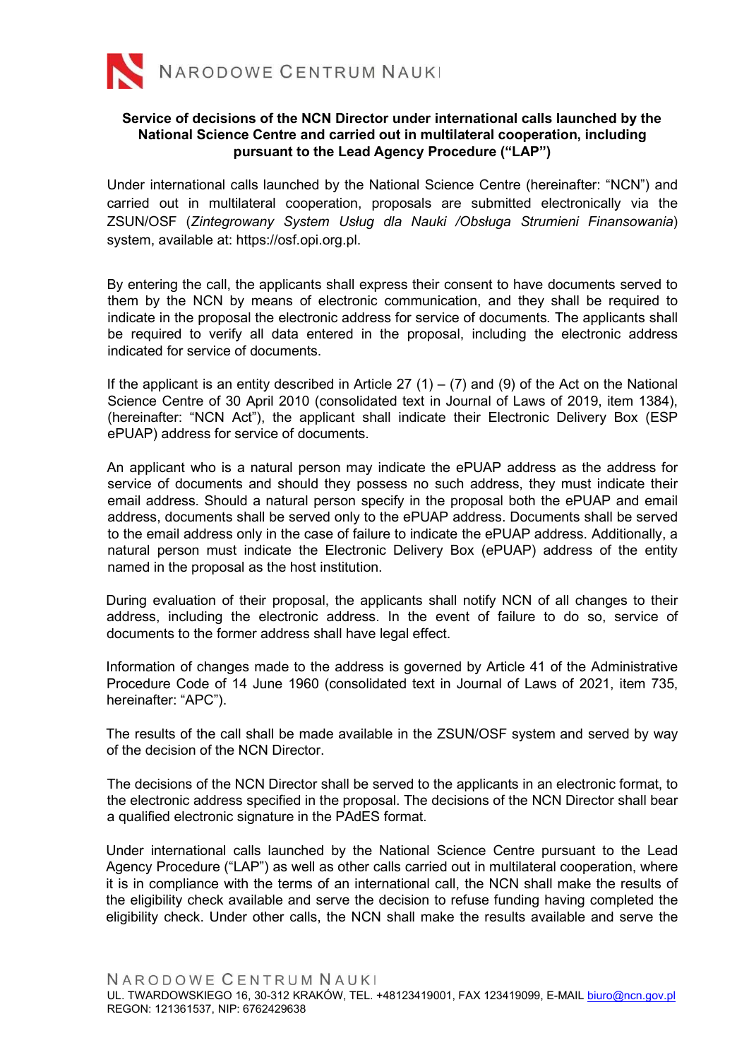**Service of decisions of the NCN Director under international calls launched by the National Science Centre and carried out in multilateral cooperation, including pursuant to the Lead Agency Procedure ("LAP")**

Under international calls launched by the National Science Centre (hereinafter: "NCN") and carried out in multilateral cooperation, proposals are submitted electronically via the ZSUN/OSF (*Zintegrowany System Usług dla Nauki /Obsługa Strumieni Finansowania*) system, available at: https://osf.opi.org.pl.

By entering the call, the applicants shall express their consent to have documents served to them by the NCN by means of electronic communication, and they shall be required to indicate in the proposal the electronic address for service of documents. The applicants shall be required to verify all data entered in the proposal, including the electronic address indicated for service of documents.

If the applicant is an entity described in Article 27 (1) – (7) and (9) of the Act on the National Science Centre of 30 April 2010 (consolidated text in Journal of Laws of 2019, item 1384), (hereinafter: "NCN Act"), the applicant shall indicate their Electronic Delivery Box (ESP ePUAP) address for service of documents.

An applicant who is a natural person may indicate the ePUAP address as the address for service of documents and should they possess no such address, they must indicate their email address. Should a natural person specify in the proposal both the ePUAP and email address, documents shall be served only to the ePUAP address. Documents shall be served to the email address only in the case of failure to indicate the ePUAP address. Additionally, a natural person must indicate the Electronic Delivery Box (ePUAP) address of the entity named in the proposal as the host institution.

During evaluation of their proposal, the applicants shall notify NCN of all changes to their address, including the electronic address. In the event of failure to do so, service of documents to the former address shall have legal effect.

Information of changes made to the address is governed by Article 41 of the Administrative Procedure Code of 14 June 1960 (consolidated text in Journal of Laws of 2021, item 735, hereinafter: "APC").

The results of the call shall be made available in the ZSUN/OSF system and served by way of the decision of the NCN Director.

The decisions of the NCN Director shall be served to the applicants in an electronic format, to the electronic address specified in the proposal. The decisions of the NCN Director shall bear a qualified electronic signature in the PAdES format.

Under international calls launched by the National Science Centre pursuant to the Lead Agency Procedure ("LAP") as well as other calls carried out in multilateral cooperation, where it is in compliance with the terms of an international call, the NCN shall make the results of the eligibility check available and serve the decision to refuse funding having completed the eligibility check. Under other calls, the NCN shall make the results available and serve the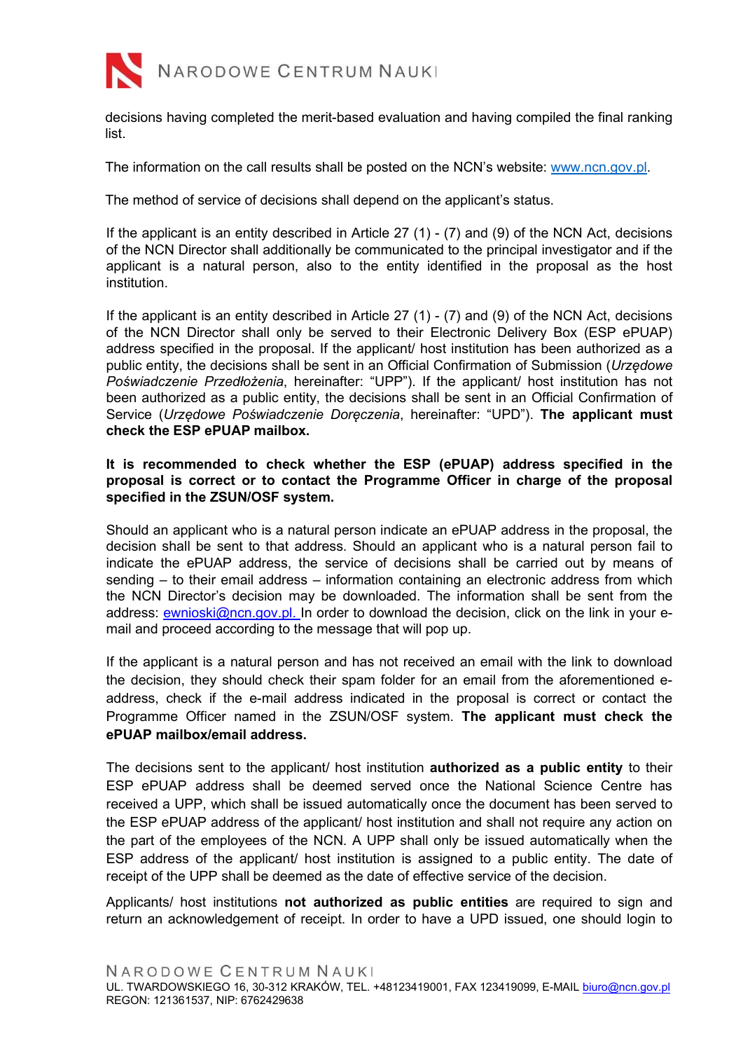decisions having completed the merit-based evaluation and having compiled the final ranking list.

The information on the call results shall be posted on the NCN's website: www.ncn.gov.pl.

The method of service of decisions shall depend on the applicant's status.

If the applicant is an entity described in Article 27 (1) - (7) and (9) of the NCN Act, decisions of the NCN Director shall additionally be communicated to the principal investigator and if the applicant is a natural person, also to the entity identified in the proposal as the host institution.

If the applicant is an entity described in Article 27 (1) - (7) and (9) of the NCN Act, decisions of the NCN Director shall only be served to their Electronic Delivery Box (ESP ePUAP) address specified in the proposal. If the applicant/ host institution has been authorized as a public entity, the decisions shall be sent in an Official Confirmation of Submission (*Urzędowe Poświadczenie Przedłożenia*, hereinafter: "UPP"). If the applicant/ host institution has not been authorized as a public entity, the decisions shall be sent in an Official Confirmation of Service (*Urzędowe Poświadczenie Doręczenia*, hereinafter: "UPD"). **The applicant must check the ESP ePUAP mailbox.**

**It is recommended to check whether the ESP (ePUAP) address specified in the proposal is correct or to contact the Programme Officer in charge of the proposal specified in the ZSUN/OSF system.**

Should an applicant who is a natural person indicate an ePUAP address in the proposal, the decision shall be sent to that address. Should an applicant who is a natural person fail to indicate the ePUAP address, the service of decisions shall be carried out by means of sending – to their email address – information containing an electronic address from which the NCN Director's decision may be downloaded. The information shall be sent from the address: ewnioski@ncn.gov.pl. In order to download the decision, click on the link in your e-mail and proceed according to the message that will pop up.

If the applicant is a natural person and has not received an email with the link to download the decision, they should check their spam folder for an email from the aforementioned e-address, check if the e-mail address indicated in the proposal is correct or contact the Programme Officer named in the ZSUN/OSF system. **The applicant must check the ePUAP mailbox/email address.**

The decisions sent to the applicant/ host institution **authorized as a public entity** to their ESP ePUAP address shall be deemed served once the National Science Centre has received a UPP, which shall be issued automatically once the document has been served to the ESP ePUAP address of the applicant/ host institution and shall not require any action on the part of the employees of the NCN. A UPP shall only be issued automatically when the ESP address of the applicant/ host institution is assigned to a public entity. The date of receipt of the UPP shall be deemed as the date of effective service of the decision.

Applicants/ host institutions **not authorized as public entities** are required to sign and return an acknowledgement of receipt. In order to have a UPD issued, one should login to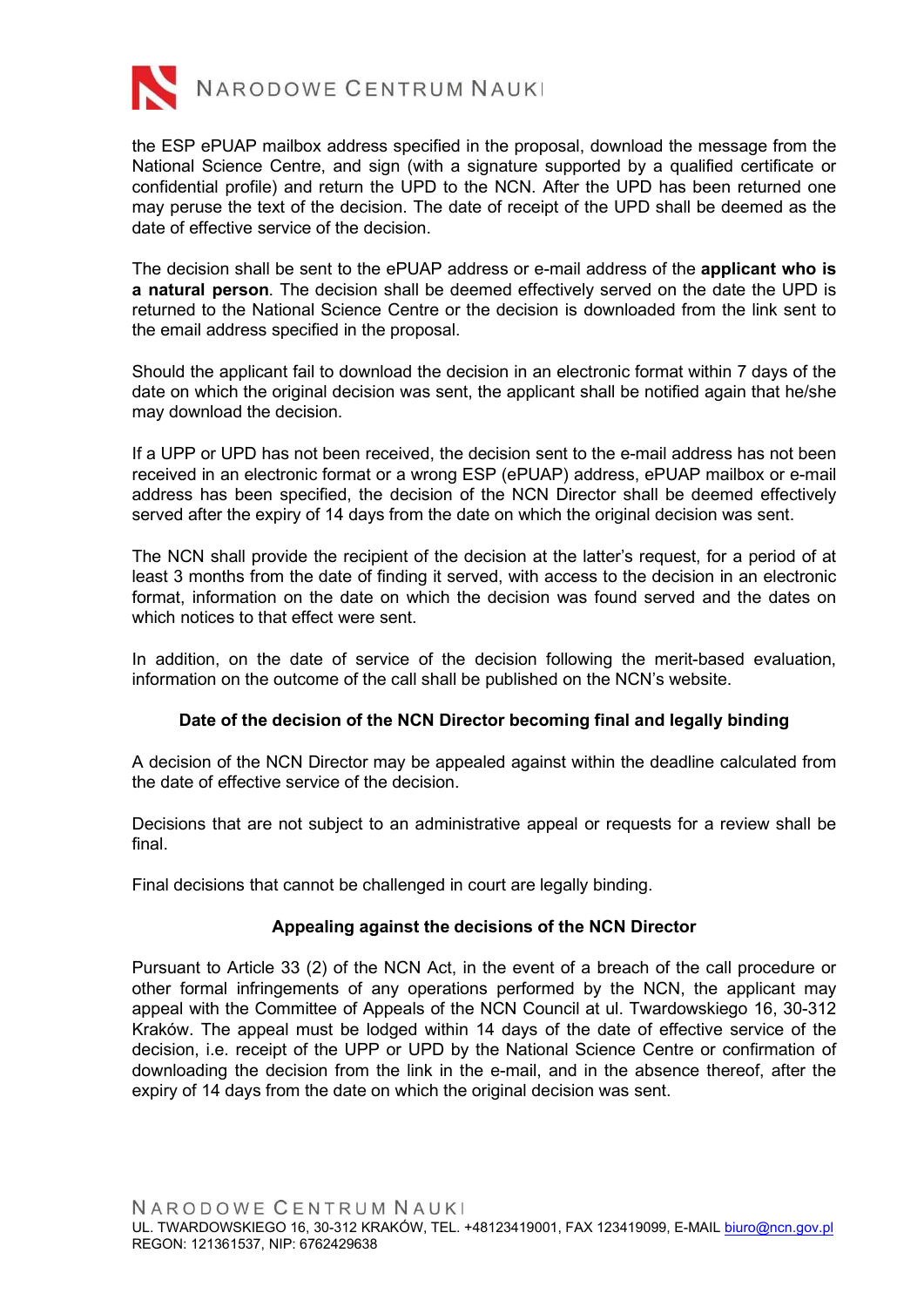the ESP ePUAP mailbox address specified in the proposal, download the message from the National Science Centre, and sign (with a signature supported by a qualified certificate or confidential profile) and return the UPD to the NCN. After the UPD has been returned one may peruse the text of the decision. The date of receipt of the UPD shall be deemed as the date of effective service of the decision.

The decision shall be sent to the ePUAP address or e-mail address of the **applicant who is a natural person**. The decision shall be deemed effectively served on the date the UPD is returned to the National Science Centre or the decision is downloaded from the link sent to the email address specified in the proposal.

Should the applicant fail to download the decision in an electronic format within 7 days of the date on which the original decision was sent, the applicant shall be notified again that he/she may download the decision.

If a UPP or UPD has not been received, the decision sent to the e-mail address has not been received in an electronic format or a wrong ESP (ePUAP) address, ePUAP mailbox or e-mail address has been specified, the decision of the NCN Director shall be deemed effectively served after the expiry of 14 days from the date on which the original decision was sent.

The NCN shall provide the recipient of the decision at the latter's request, for a period of at least 3 months from the date of finding it served, with access to the decision in an electronic format, information on the date on which the decision was found served and the dates on which notices to that effect were sent.

In addition, on the date of service of the decision following the merit-based evaluation, information on the outcome of the call shall be published on the NCN's website.

### Date of the decision of the NCN Director becoming final and legally binding

A decision of the NCN Director may be appealed against within the deadline calculated from the date of effective service of the decision.

Decisions that are not subject to an administrative appeal or requests for a review shall be final.

Final decisions that cannot be challenged in court are legally binding.

### Appealing against the decisions of the NCN Director

Pursuant to Article 33 (2) of the NCN Act, in the event of a breach of the call procedure or other formal infringements of any operations performed by the NCN, the applicant may appeal with the Committee of Appeals of the NCN Council at ul. Twardowskiego 16, 30-312 Kraków. The appeal must be lodged within 14 days of the date of effective service of the decision, i.e. receipt of the UPP or UPD by the National Science Centre or confirmation of downloading the decision from the link in the e-mail, and in the absence thereof, after the expiry of 14 days from the date on which the original decision was sent.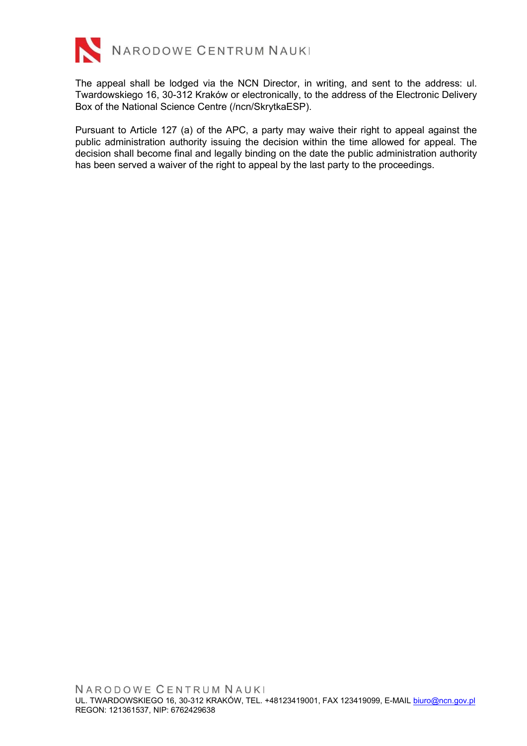The appeal shall be lodged via the NCN Director, in writing, and sent to the address: ul. Twardowskiego 16, 30-312 Kraków or electronically, to the address of the Electronic Delivery Box of the National Science Centre (/ncn/SkrytkaESP).

Pursuant to Article 127 (a) of the APC, a party may waive their right to appeal against the public administration authority issuing the decision within the time allowed for appeal. The decision shall become final and legally binding on the date the public administration authority has been served a waiver of the right to appeal by the last party to the proceedings.